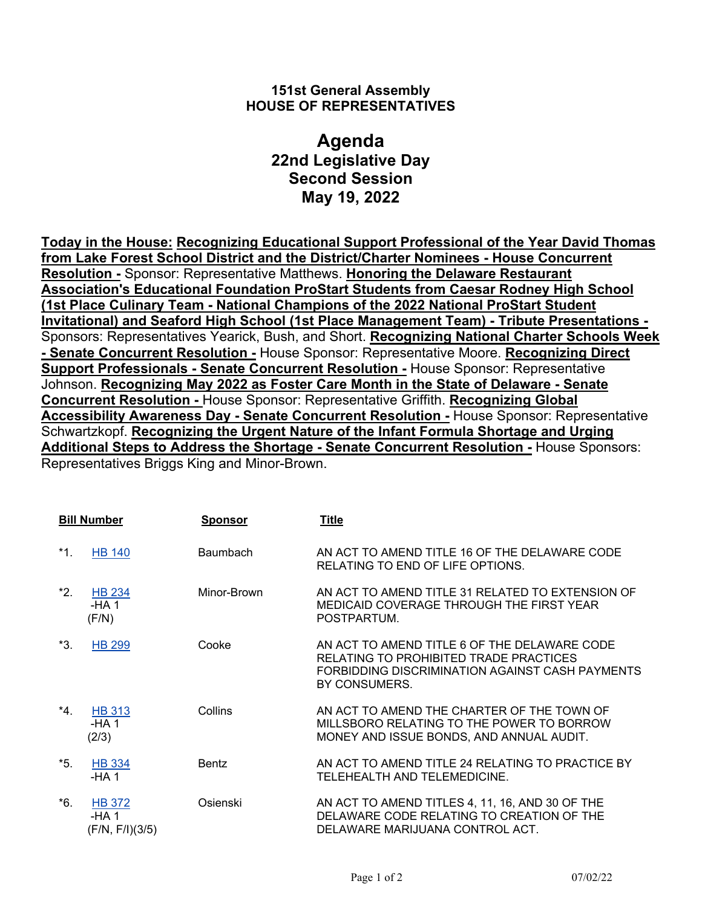**151st General Assembly**
**HOUSE OF REPRESENTATIVES**

# Agenda
## 22nd Legislative Day
## Second Session
## May 19, 2022

**Today in the House:** **Recognizing Educational Support Professional of the Year David Thomas from Lake Forest School District and the District/Charter Nominees - House Concurrent Resolution -** Sponsor: Representative Matthews. **Honoring the Delaware Restaurant Association's Educational Foundation ProStart Students from Caesar Rodney High School (1st Place Culinary Team - National Champions of the 2022 National ProStart Student Invitational) and Seaford High School (1st Place Management Team) - Tribute Presentations -** Sponsors: Representatives Yearick, Bush, and Short. **Recognizing National Charter Schools Week - Senate Concurrent Resolution -** House Sponsor: Representative Moore. **Recognizing Direct Support Professionals - Senate Concurrent Resolution -** House Sponsor: Representative Johnson. **Recognizing May 2022 as Foster Care Month in the State of Delaware - Senate Concurrent Resolution -** House Sponsor: Representative Griffith. **Recognizing Global Accessibility Awareness Day - Senate Concurrent Resolution -** House Sponsor: Representative Schwartzkopf. **Recognizing the Urgent Nature of the Infant Formula Shortage and Urging Additional Steps to Address the Shortage - Senate Concurrent Resolution -** House Sponsors: Representatives Briggs King and Minor-Brown.

| | Bill Number | Sponsor | Title |
|---|---|---|---|
| *1. | HB 140 | Baumbach | AN ACT TO AMEND TITLE 16 OF THE DELAWARE CODE RELATING TO END OF LIFE OPTIONS. |
| *2. | HB 234 -HA 1 (F/N) | Minor-Brown | AN ACT TO AMEND TITLE 31 RELATED TO EXTENSION OF MEDICAID COVERAGE THROUGH THE FIRST YEAR POSTPARTUM. |
| *3. | HB 299 | Cooke | AN ACT TO AMEND TITLE 6 OF THE DELAWARE CODE RELATING TO PROHIBITED TRADE PRACTICES FORBIDDING DISCRIMINATION AGAINST CASH PAYMENTS BY CONSUMERS. |
| *4. | HB 313 -HA 1 (2/3) | Collins | AN ACT TO AMEND THE CHARTER OF THE TOWN OF MILLSBORO RELATING TO THE POWER TO BORROW MONEY AND ISSUE BONDS, AND ANNUAL AUDIT. |
| *5. | HB 334 -HA 1 | Bentz | AN ACT TO AMEND TITLE 24 RELATING TO PRACTICE BY TELEHEALTH AND TELEMEDICINE. |
| *6. | HB 372 -HA 1 (F/N, F/I)(3/5) | Osienski | AN ACT TO AMEND TITLES 4, 11, 16, AND 30 OF THE DELAWARE CODE RELATING TO CREATION OF THE DELAWARE MARIJUANA CONTROL ACT. |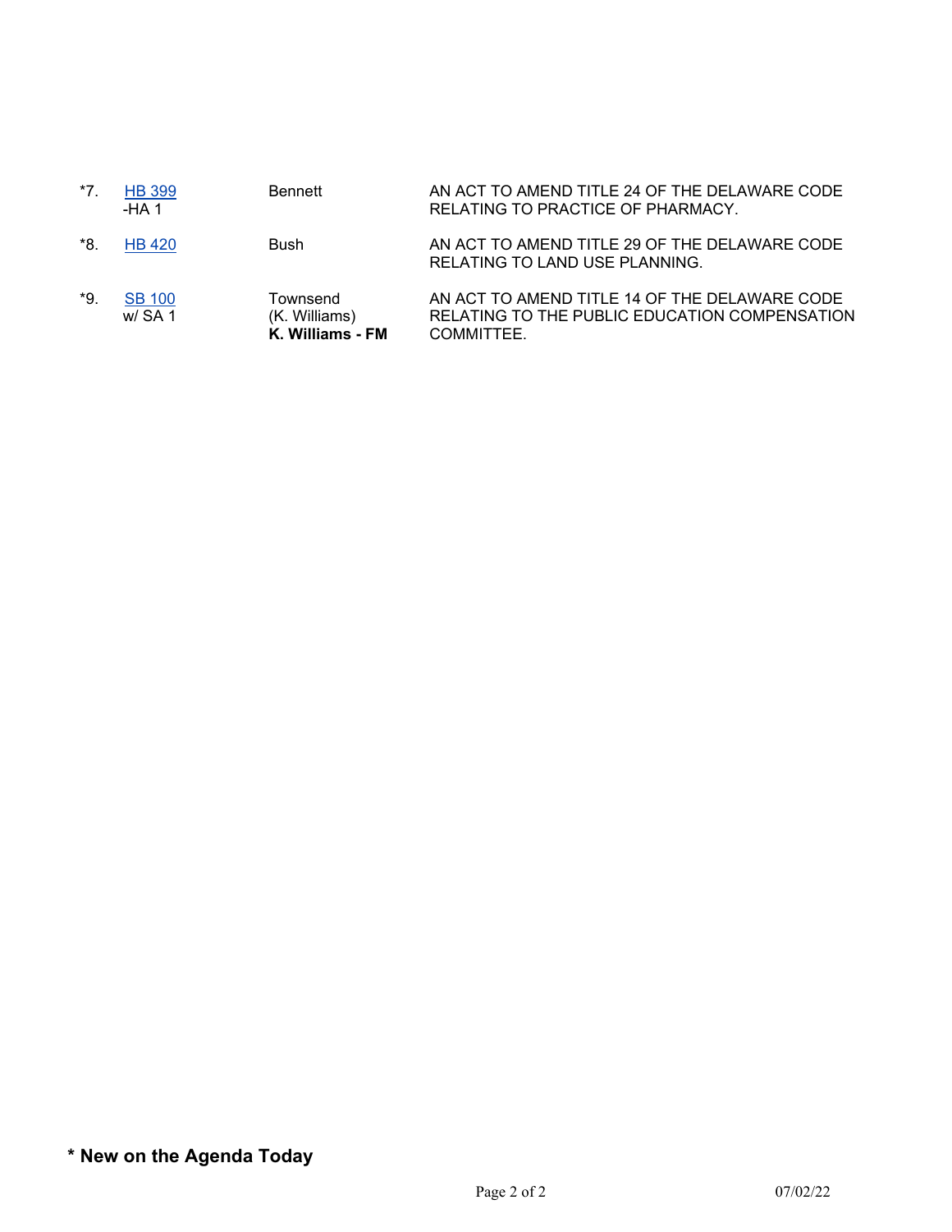| | | | |
|---|---|---|---|
| *7. | HB 399 -HA 1 | Bennett | AN ACT TO AMEND TITLE 24 OF THE DELAWARE CODE RELATING TO PRACTICE OF PHARMACY. |
| *8. | HB 420 | Bush | AN ACT TO AMEND TITLE 29 OF THE DELAWARE CODE RELATING TO LAND USE PLANNING. |
| *9. | SB 100 w/ SA 1 | Townsend (K. Williams) **K. Williams - FM** | AN ACT TO AMEND TITLE 14 OF THE DELAWARE CODE RELATING TO THE PUBLIC EDUCATION COMPENSATION COMMITTEE. |

**\* New on the Agenda Today**

07/02/22